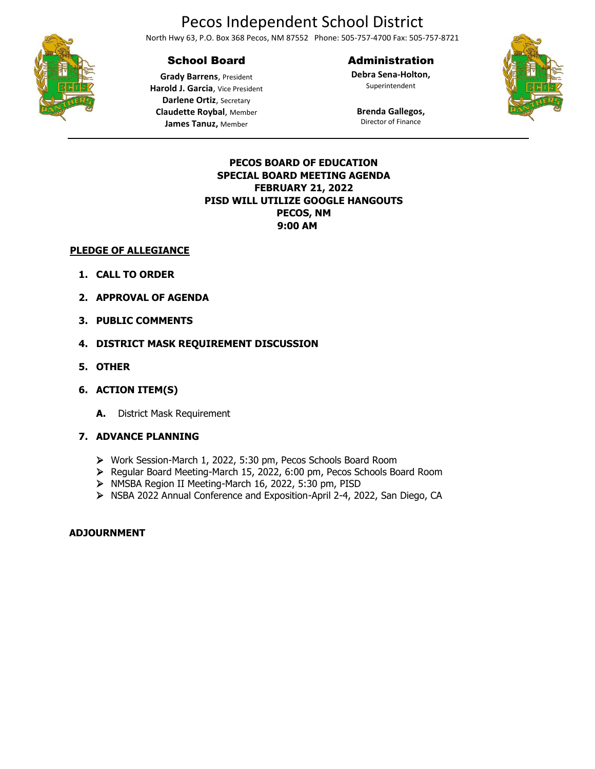# Pecos Independent School District

North Hwy 63, P.O. Box 368 Pecos, NM 87552 Phone: 505-757-4700 Fax: 505-757-8721

## School Board

**Grady Barrens**, President
**Harold J. Garcia**, Vice President
**Darlene Ortiz**, Secretary
**Claudette Roybal**, Member
**James Tanuz,** Member

## Administration

**Debra Sena-Holton,**
Superintendent

**Brenda Gallegos,**
Director of Finance

---

**PECOS BOARD OF EDUCATION**
**SPECIAL BOARD MEETING AGENDA**
**FEBRUARY 21, 2022**
**PISD WILL UTILIZE GOOGLE HANGOUTS**
**PECOS, NM**
**9:00 AM**

**PLEDGE OF ALLEGIANCE**

1. **CALL TO ORDER**
2. **APPROVAL OF AGENDA**
3. **PUBLIC COMMENTS**
4. **DISTRICT MASK REQUIREMENT DISCUSSION**
5. **OTHER**
6. **ACTION ITEM(S)**
   - **A.** District Mask Requirement
7. **ADVANCE PLANNING**
   - Work Session-March 1, 2022, 5:30 pm, Pecos Schools Board Room
   - Regular Board Meeting-March 15, 2022, 6:00 pm, Pecos Schools Board Room
   - NMSBA Region II Meeting-March 16, 2022, 5:30 pm, PISD
   - NSBA 2022 Annual Conference and Exposition-April 2-4, 2022, San Diego, CA

**ADJOURNMENT**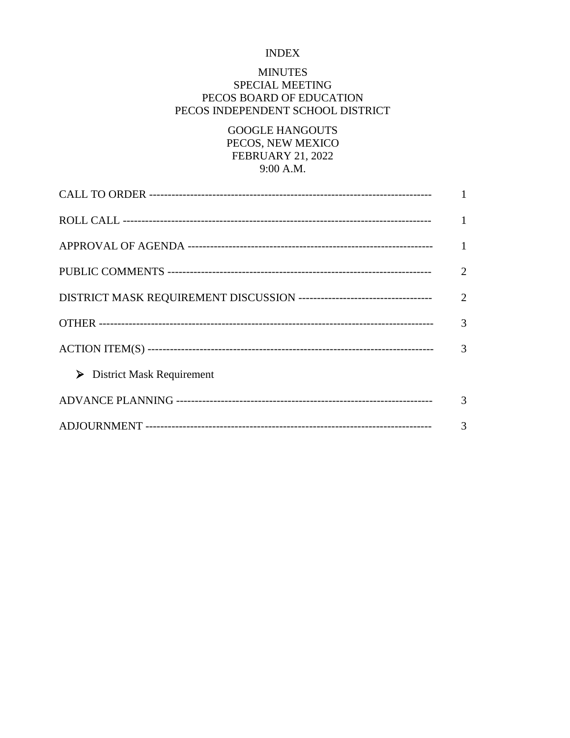# INDEX

## MINUTES
## SPECIAL MEETING
## PECOS BOARD OF EDUCATION
## PECOS INDEPENDENT SCHOOL DISTRICT

GOOGLE HANGOUTS
PECOS, NEW MEXICO
FEBRUARY 21, 2022
9:00 A.M.

| | |
|---|---|
| CALL TO ORDER ---------------------------------------------------------------------------- | 1 |
| ROLL CALL -------------------------------------------------------------------------------- | 1 |
| APPROVAL OF AGENDA ------------------------------------------------------------------ | 1 |
| PUBLIC COMMENTS ----------------------------------------------------------------------- | 2 |
| DISTRICT MASK REQUIREMENT DISCUSSION ------------------------------------ | 2 |
| OTHER ------------------------------------------------------------------------------------- | 3 |
| ACTION ITEM(S) ---------------------------------------------------------------------------- | 3 |
| ➢ District Mask Requirement | |
| ADVANCE PLANNING --------------------------------------------------------------------- | 3 |
| ADJOURNMENT ----------------------------------------------------------------------------- | 3 |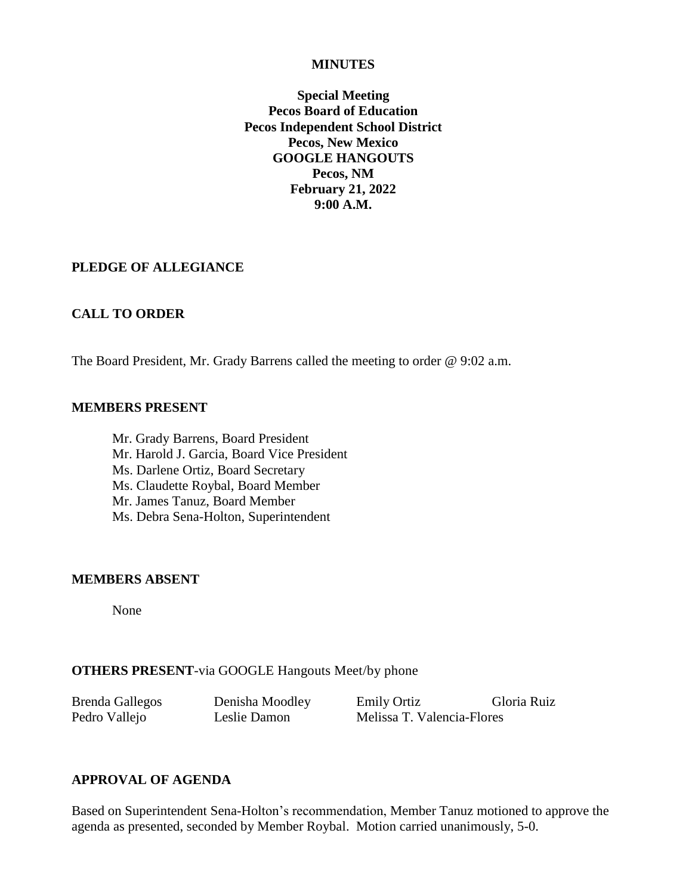**MINUTES**

**Special Meeting**
**Pecos Board of Education**
**Pecos Independent School District**
**Pecos, New Mexico**
**GOOGLE HANGOUTS**
**Pecos, NM**
**February 21, 2022**
**9:00 A.M.**

## PLEDGE OF ALLEGIANCE

## CALL TO ORDER

The Board President, Mr. Grady Barrens called the meeting to order @ 9:02 a.m.

## MEMBERS PRESENT

Mr. Grady Barrens, Board President
Mr. Harold J. Garcia, Board Vice President
Ms. Darlene Ortiz, Board Secretary
Ms. Claudette Roybal, Board Member
Mr. James Tanuz, Board Member
Ms. Debra Sena-Holton, Superintendent

## MEMBERS ABSENT

None

## OTHERS PRESENT-via GOOGLE Hangouts Meet/by phone

| | | | |
|---|---|---|---|
| Brenda Gallegos | Denisha Moodley | Emily Ortiz | Gloria Ruiz |
| Pedro Vallejo | Leslie Damon | Melissa T. Valencia-Flores | |

## APPROVAL OF AGENDA

Based on Superintendent Sena-Holton's recommendation, Member Tanuz motioned to approve the agenda as presented, seconded by Member Roybal. Motion carried unanimously, 5-0.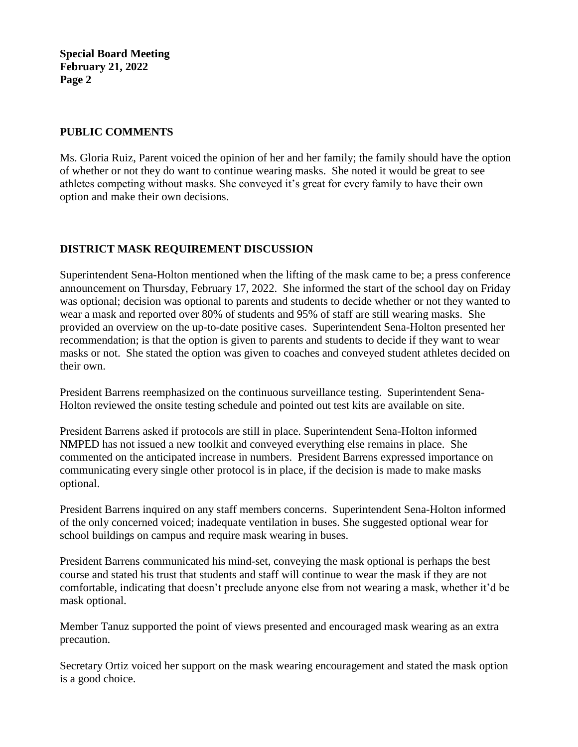## PUBLIC COMMENTS

Ms. Gloria Ruiz, Parent voiced the opinion of her and her family; the family should have the option of whether or not they do want to continue wearing masks. She noted it would be great to see athletes competing without masks. She conveyed it's great for every family to have their own option and make their own decisions.

## DISTRICT MASK REQUIREMENT DISCUSSION

Superintendent Sena-Holton mentioned when the lifting of the mask came to be; a press conference announcement on Thursday, February 17, 2022. She informed the start of the school day on Friday was optional; decision was optional to parents and students to decide whether or not they wanted to wear a mask and reported over 80% of students and 95% of staff are still wearing masks. She provided an overview on the up-to-date positive cases. Superintendent Sena-Holton presented her recommendation; is that the option is given to parents and students to decide if they want to wear masks or not. She stated the option was given to coaches and conveyed student athletes decided on their own.

President Barrens reemphasized on the continuous surveillance testing. Superintendent Sena-Holton reviewed the onsite testing schedule and pointed out test kits are available on site.

President Barrens asked if protocols are still in place. Superintendent Sena-Holton informed NMPED has not issued a new toolkit and conveyed everything else remains in place. She commented on the anticipated increase in numbers. President Barrens expressed importance on communicating every single other protocol is in place, if the decision is made to make masks optional.

President Barrens inquired on any staff members concerns. Superintendent Sena-Holton informed of the only concerned voiced; inadequate ventilation in buses. She suggested optional wear for school buildings on campus and require mask wearing in buses.

President Barrens communicated his mind-set, conveying the mask optional is perhaps the best course and stated his trust that students and staff will continue to wear the mask if they are not comfortable, indicating that doesn't preclude anyone else from not wearing a mask, whether it'd be mask optional.

Member Tanuz supported the point of views presented and encouraged mask wearing as an extra precaution.

Secretary Ortiz voiced her support on the mask wearing encouragement and stated the mask option is a good choice.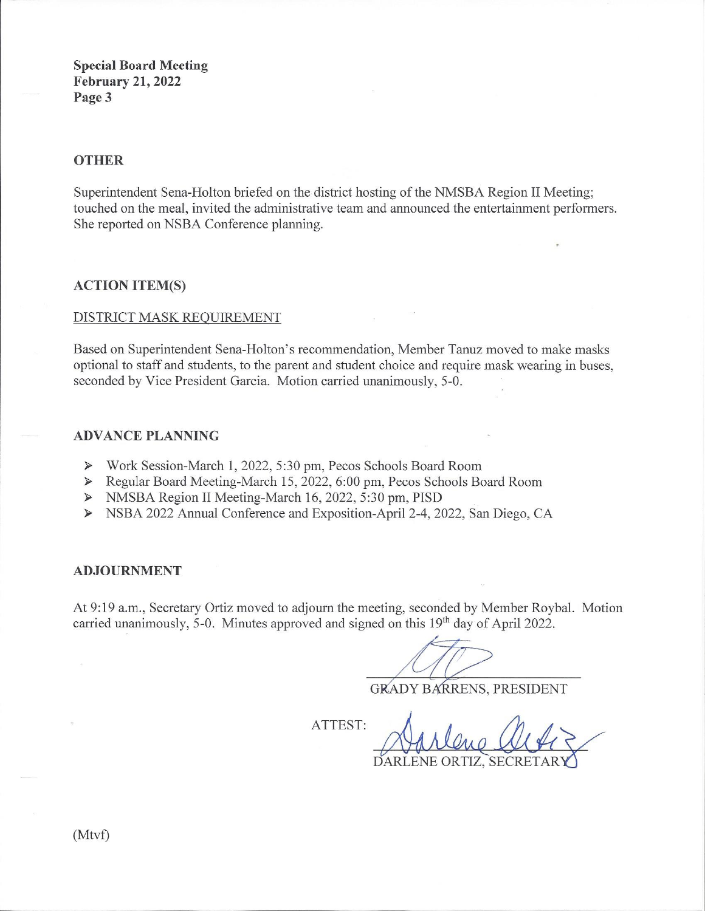## OTHER

Superintendent Sena-Holton briefed on the district hosting of the NMSBA Region II Meeting; touched on the meal, invited the administrative team and announced the entertainment performers. She reported on NSBA Conference planning.

## ACTION ITEM(S)

DISTRICT MASK REQUIREMENT

Based on Superintendent Sena-Holton's recommendation, Member Tanuz moved to make masks optional to staff and students, to the parent and student choice and require mask wearing in buses, seconded by Vice President Garcia. Motion carried unanimously, 5-0.

## ADVANCE PLANNING

- Work Session-March 1, 2022, 5:30 pm, Pecos Schools Board Room
- Regular Board Meeting-March 15, 2022, 6:00 pm, Pecos Schools Board Room
- NMSBA Region II Meeting-March 16, 2022, 5:30 pm, PISD
- NSBA 2022 Annual Conference and Exposition-April 2-4, 2022, San Diego, CA

## ADJOURNMENT

At 9:19 a.m., Secretary Ortiz moved to adjourn the meeting, seconded by Member Roybal. Motion carried unanimously, 5-0. Minutes approved and signed on this 19th day of April 2022.

GRADY BARRENS, PRESIDENT

ATTEST:

DARLENE ORTIZ, SECRETARY

(Mtvf)